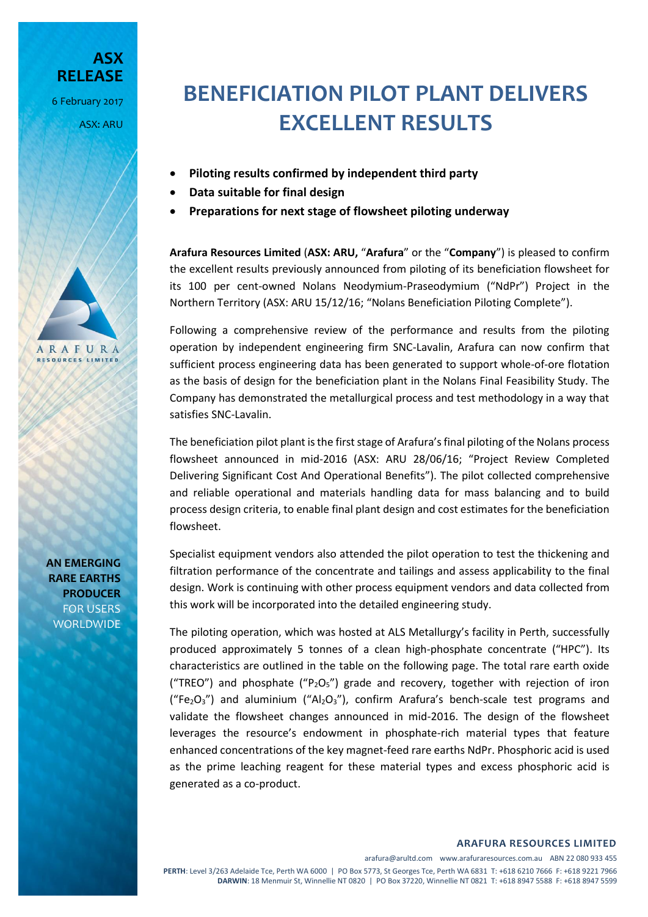**ASX RELEASE**

6 February 2017

ASX: ARU

# BENEFICIATION PILOT PLANT DELIVERS EXCELLENT RESULTS

- **Piloting results confirmed by independent third party**
- **Data suitable for final design**
- **Preparations for next stage of flowsheet piloting underway**

**Arafura Resources Limited** (**ASX: ARU,** "**Arafura**" or the "**Company**") is pleased to confirm the excellent results previously announced from piloting of its beneficiation flowsheet for its 100 per cent-owned Nolans Neodymium-Praseodymium ("NdPr") Project in the Northern Territory (ASX: ARU 15/12/16; "Nolans Beneficiation Piloting Complete").

Following a comprehensive review of the performance and results from the piloting operation by independent engineering firm SNC-Lavalin, Arafura can now confirm that sufficient process engineering data has been generated to support whole-of-ore flotation as the basis of design for the beneficiation plant in the Nolans Final Feasibility Study. The Company has demonstrated the metallurgical process and test methodology in a way that satisfies SNC-Lavalin.

The beneficiation pilot plant is the first stage of Arafura's final piloting of the Nolans process flowsheet announced in mid-2016 (ASX: ARU 28/06/16; "Project Review Completed Delivering Significant Cost And Operational Benefits"). The pilot collected comprehensive and reliable operational and materials handling data for mass balancing and to build process design criteria, to enable final plant design and cost estimates for the beneficiation flowsheet.

Specialist equipment vendors also attended the pilot operation to test the thickening and filtration performance of the concentrate and tailings and assess applicability to the final design. Work is continuing with other process equipment vendors and data collected from this work will be incorporated into the detailed engineering study.

The piloting operation, which was hosted at ALS Metallurgy's facility in Perth, successfully produced approximately 5 tonnes of a clean high-phosphate concentrate ("HPC"). Its characteristics are outlined in the table on the following page. The total rare earth oxide ("TREO") and phosphate ("$P_2O_5$") grade and recovery, together with rejection of iron ("$Fe_2O_3$") and aluminium ("$Al_2O_3$"), confirm Arafura's bench-scale test programs and validate the flowsheet changes announced in mid-2016. The design of the flowsheet leverages the resource's endowment in phosphate-rich material types that feature enhanced concentrations of the key magnet-feed rare earths NdPr. Phosphoric acid is used as the prime leaching reagent for these material types and excess phosphoric acid is generated as a co-product.

**AN EMERGING RARE EARTHS PRODUCER** FOR USERS WORLDWIDE

**ARAFURA RESOURCES LIMITED**

arafura@arultd.com www.arafuraresources.com.au ABN 22 080 933 455

**PERTH**: Level 3/263 Adelaide Tce, Perth WA 6000 | PO Box 5773, St Georges Tce, Perth WA 6831 T: +618 6210 7666 F: +618 9221 7966

**DARWIN**: 18 Menmuir St, Winnellie NT 0820 | PO Box 37220, Winnellie NT 0821 T: +618 8947 5588 F: +618 8947 5599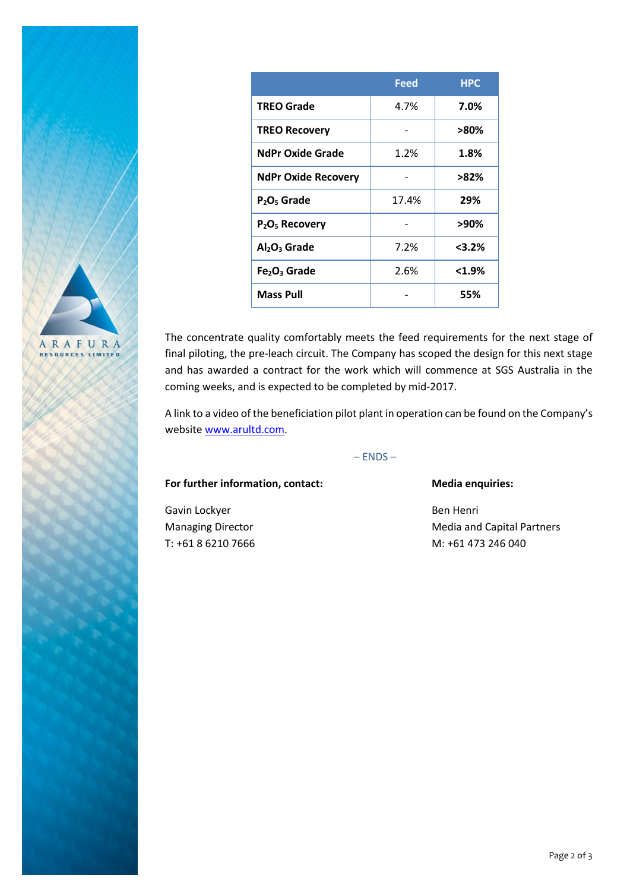|  | Feed | HPC |
|---|---|---|
| **TREO Grade** | 4.7% | **7.0%** |
| **TREO Recovery** | - | **>80%** |
| **NdPr Oxide Grade** | 1.2% | **1.8%** |
| **NdPr Oxide Recovery** | - | **>82%** |
| **$P_2O_5$ Grade** | 17.4% | **29%** |
| **$P_2O_5$ Recovery** | - | **>90%** |
| **$Al_2O_3$ Grade** | 7.2% | **<3.2%** |
| **$Fe_2O_3$ Grade** | 2.6% | **<1.9%** |
| **Mass Pull** | - | **55%** |

The concentrate quality comfortably meets the feed requirements for the next stage of final piloting, the pre-leach circuit. The Company has scoped the design for this next stage and has awarded a contract for the work which will commence at SGS Australia in the coming weeks, and is expected to be completed by mid-2017.

A link to a video of the beneficiation pilot plant in operation can be found on the Company's website www.arultd.com.

– ENDS –

**For further information, contact:**

Gavin Lockyer
Managing Director
T: +61 8 6210 7666

**Media enquiries:**

Ben Henri
Media and Capital Partners
M: +61 473 246 040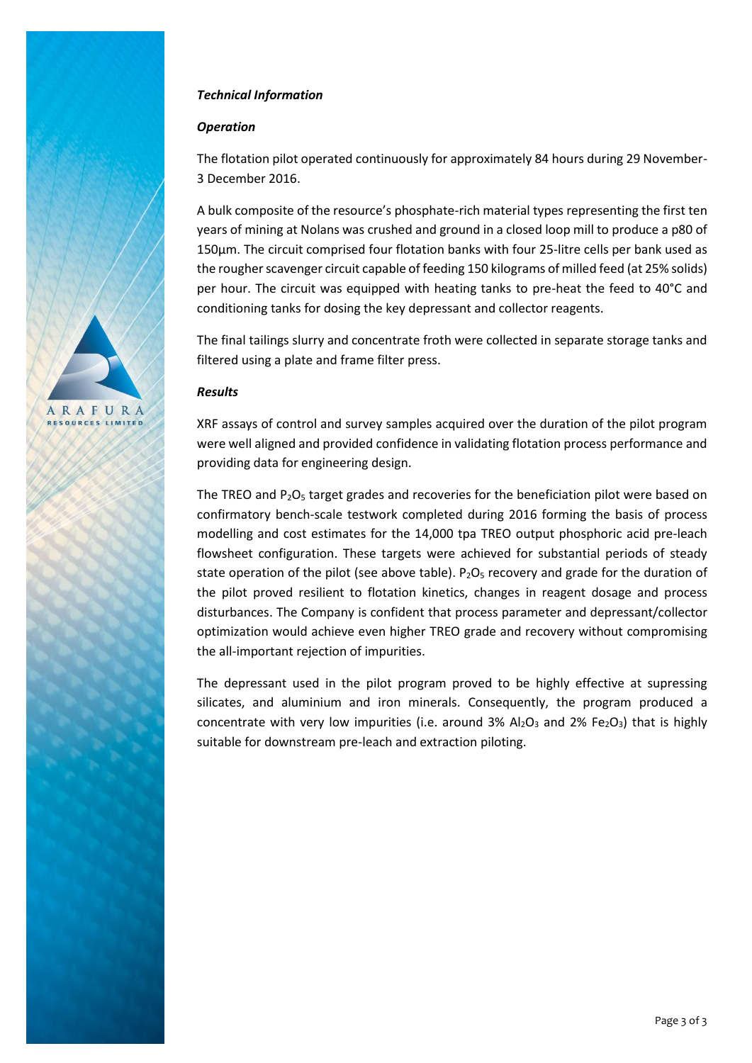***Technical Information***

***Operation***

The flotation pilot operated continuously for approximately 84 hours during 29 November-3 December 2016.

A bulk composite of the resource's phosphate-rich material types representing the first ten years of mining at Nolans was crushed and ground in a closed loop mill to produce a p80 of 150µm. The circuit comprised four flotation banks with four 25-litre cells per bank used as the rougher scavenger circuit capable of feeding 150 kilograms of milled feed (at 25% solids) per hour. The circuit was equipped with heating tanks to pre-heat the feed to 40°C and conditioning tanks for dosing the key depressant and collector reagents.

The final tailings slurry and concentrate froth were collected in separate storage tanks and filtered using a plate and frame filter press.

***Results***

XRF assays of control and survey samples acquired over the duration of the pilot program were well aligned and provided confidence in validating flotation process performance and providing data for engineering design.

The TREO and $P_2O_5$ target grades and recoveries for the beneficiation pilot were based on confirmatory bench-scale testwork completed during 2016 forming the basis of process modelling and cost estimates for the 14,000 tpa TREO output phosphoric acid pre-leach flowsheet configuration. These targets were achieved for substantial periods of steady state operation of the pilot (see above table). $P_2O_5$ recovery and grade for the duration of the pilot proved resilient to flotation kinetics, changes in reagent dosage and process disturbances. The Company is confident that process parameter and depressant/collector optimization would achieve even higher TREO grade and recovery without compromising the all-important rejection of impurities.

The depressant used in the pilot program proved to be highly effective at supressing silicates, and aluminium and iron minerals. Consequently, the program produced a concentrate with very low impurities (i.e. around 3% $Al_2O_3$ and 2% $Fe_2O_3$) that is highly suitable for downstream pre-leach and extraction piloting.